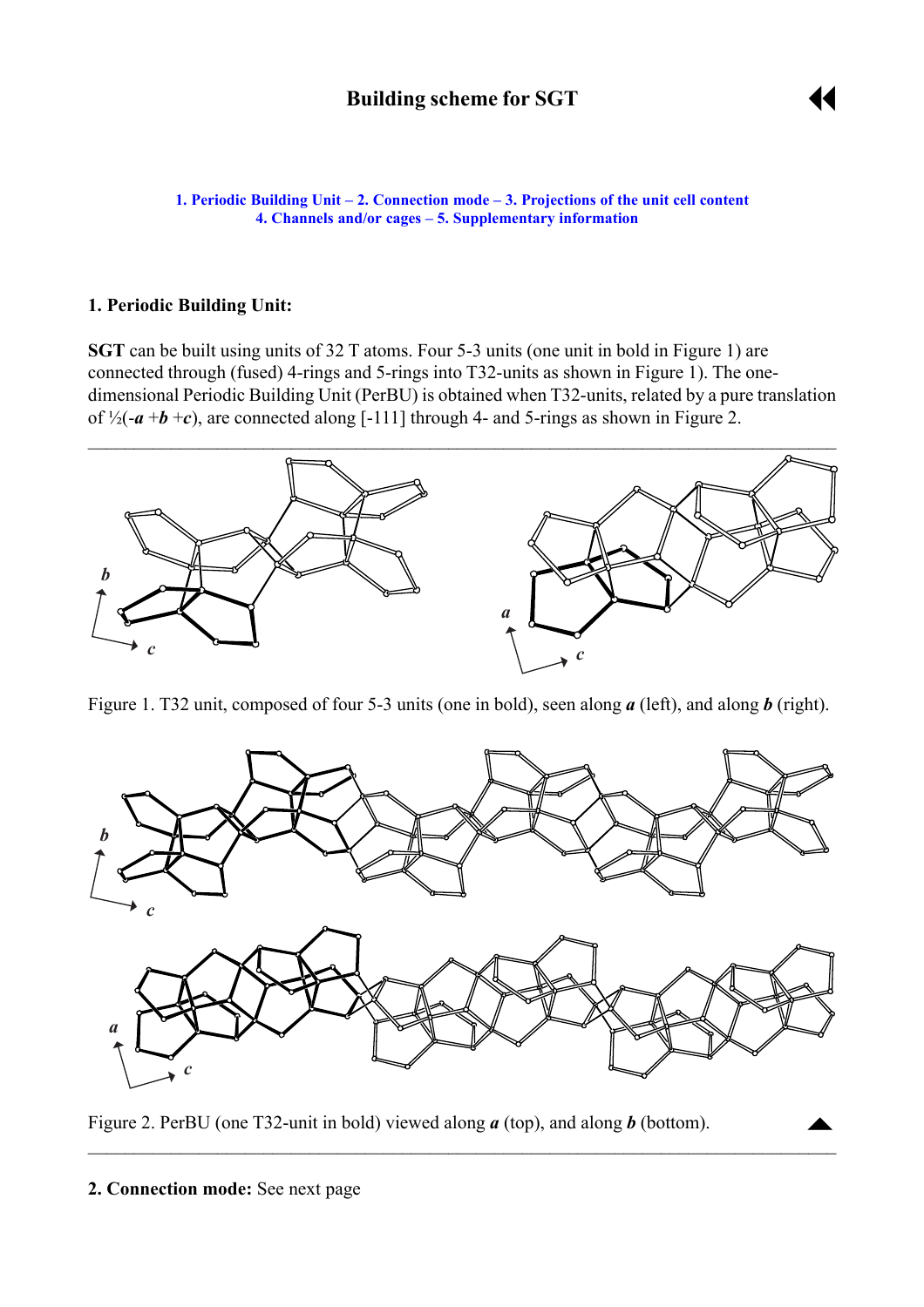# Building scheme for SGT

1. Periodic Building Unit – 2. Connection mode – 3. Projections of the unit cell content
4. Channels and/or cages – 5. Supplementary information

## 1. Periodic Building Unit:

**SGT** can be built using units of 32 T atoms. Four 5-3 units (one unit in bold in Figure 1) are connected through (fused) 4-rings and 5-rings into T32-units as shown in Figure 1). The one-dimensional Periodic Building Unit (PerBU) is obtained when T32-units, related by a pure translation of ½(-***a*** +***b*** +***c***), are connected along [-111] through 4- and 5-rings as shown in Figure 2.

Figure 1. T32 unit, composed of four 5-3 units (one in bold), seen along ***a*** (left), and along ***b*** (right).

Figure 2. PerBU (one T32-unit in bold) viewed along ***a*** (top), and along ***b*** (bottom).

**2. Connection mode:** See next page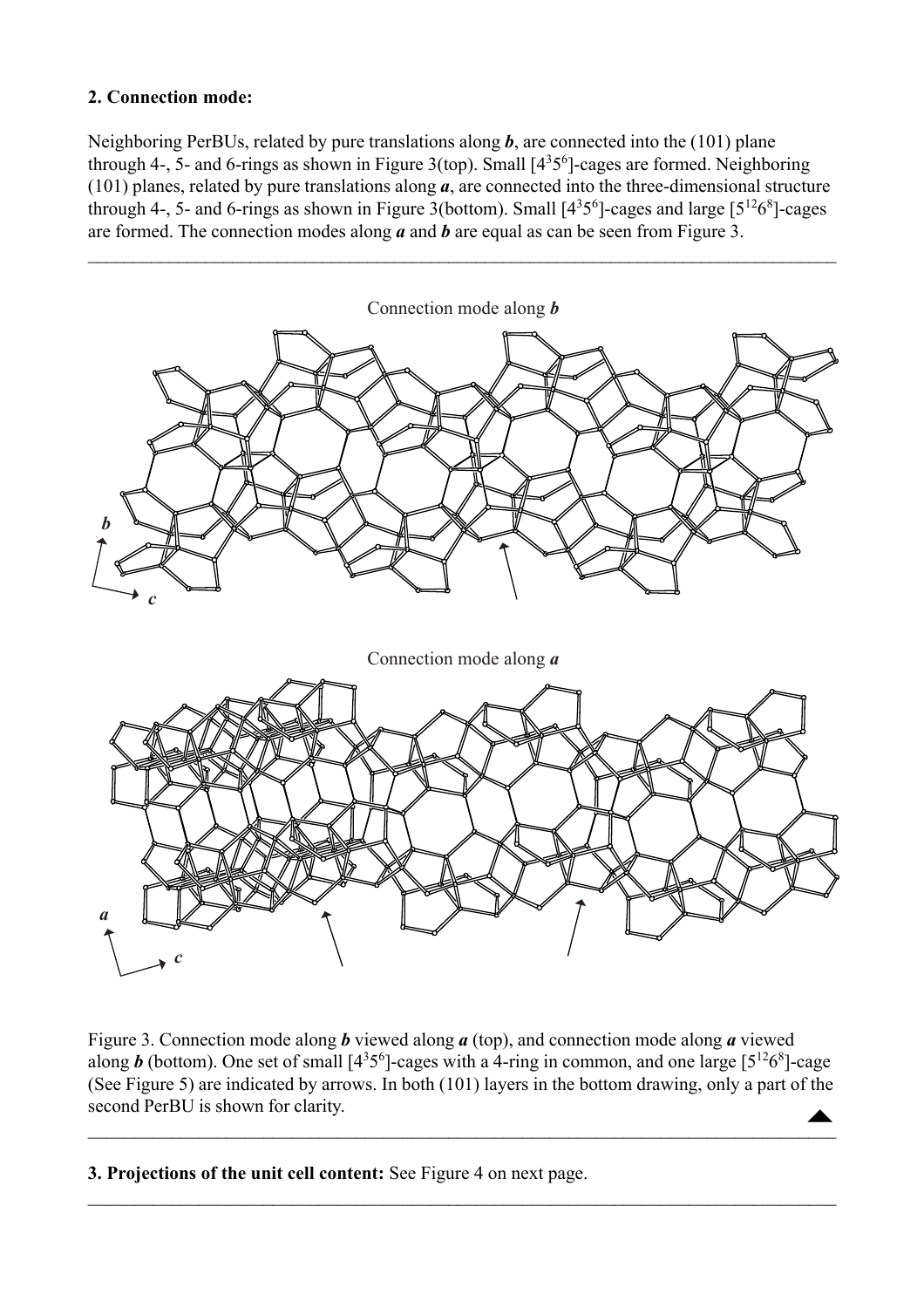**2. Connection mode:**

Neighboring PerBUs, related by pure translations along ***b***, are connected into the (101) plane through 4-, 5- and 6-rings as shown in Figure 3(top). Small $[4^3 5^6]$-cages are formed. Neighboring (101) planes, related by pure translations along ***a***, are connected into the three-dimensional structure through 4-, 5- and 6-rings as shown in Figure 3(bottom). Small $[4^3 5^6]$-cages and large $[5^{12} 6^8]$-cages are formed. The connection modes along ***a*** and ***b*** are equal as can be seen from Figure 3.

---

Connection mode along ***b***

Connection mode along ***a***

Figure 3. Connection mode along ***b*** viewed along ***a*** (top), and connection mode along ***a*** viewed along ***b*** (bottom). One set of small $[4^3 5^6]$-cages with a 4-ring in common, and one large $[5^{12} 6^8]$-cage (See Figure 5) are indicated by arrows. In both (101) layers in the bottom drawing, only a part of the second PerBU is shown for clarity.

---

**3. Projections of the unit cell content:** See Figure 4 on next page.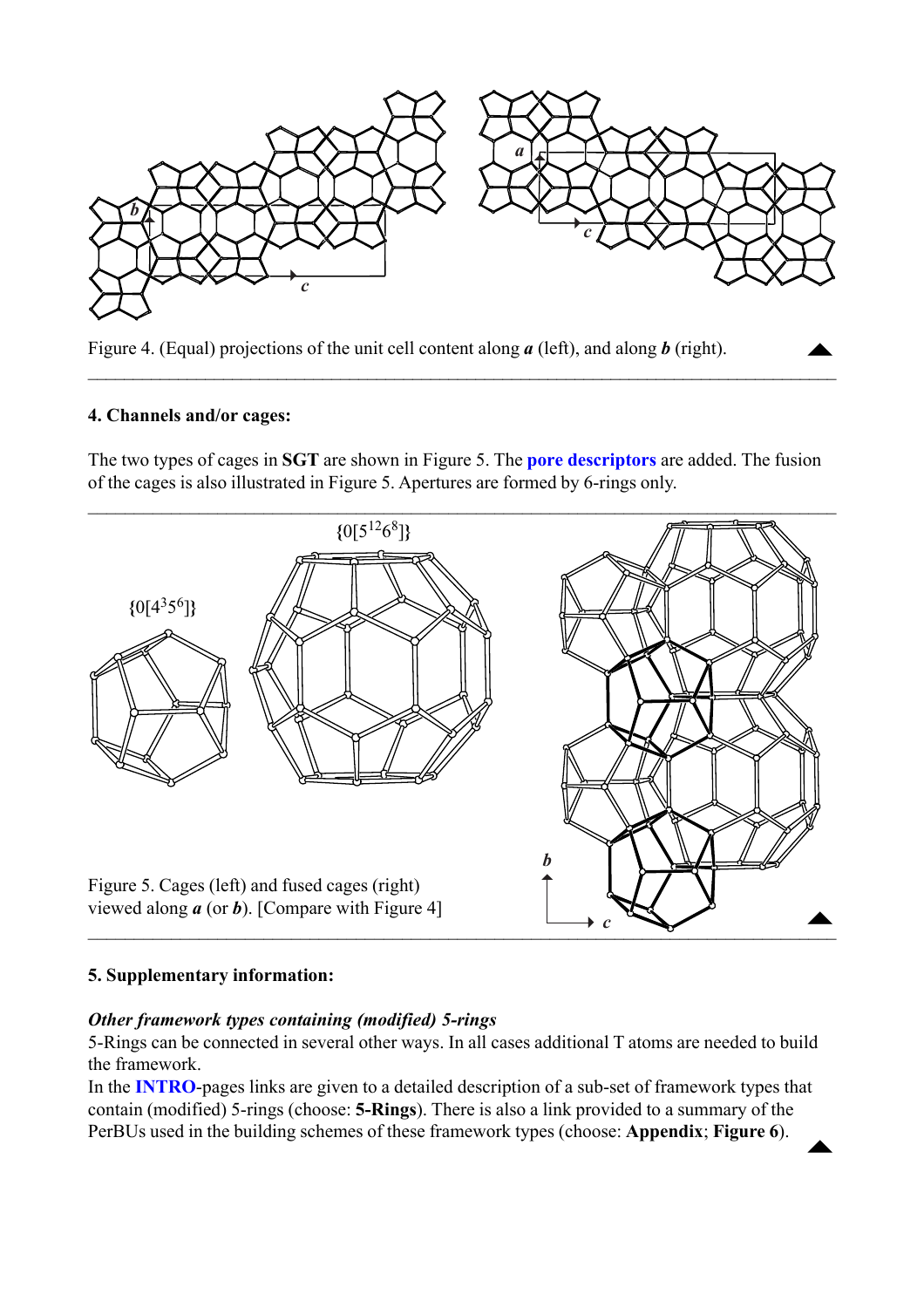a

b

c

c

Figure 4. (Equal) projections of the unit cell content along ***a*** (left), and along ***b*** (right).

### 4. Channels and/or cages:

The two types of cages in **SGT** are shown in Figure 5. The **pore descriptors** are added. The fusion of the cages is also illustrated in Figure 5. Apertures are formed by 6-rings only.

{0[$5^{12}6^{8}$]}

{0[$4^{3}5^{6}$]}

b

c

Figure 5. Cages (left) and fused cages (right) viewed along ***a*** (or ***b***). [Compare with Figure 4]

### 5. Supplementary information:

***Other framework types containing (modified) 5-rings***

5-Rings can be connected in several other ways. In all cases additional T atoms are needed to build the framework.

In the **INTRO**-pages links are given to a detailed description of a sub-set of framework types that contain (modified) 5-rings (choose: **5-Rings**). There is also a link provided to a summary of the PerBUs used in the building schemes of these framework types (choose: **Appendix**; **Figure 6**).